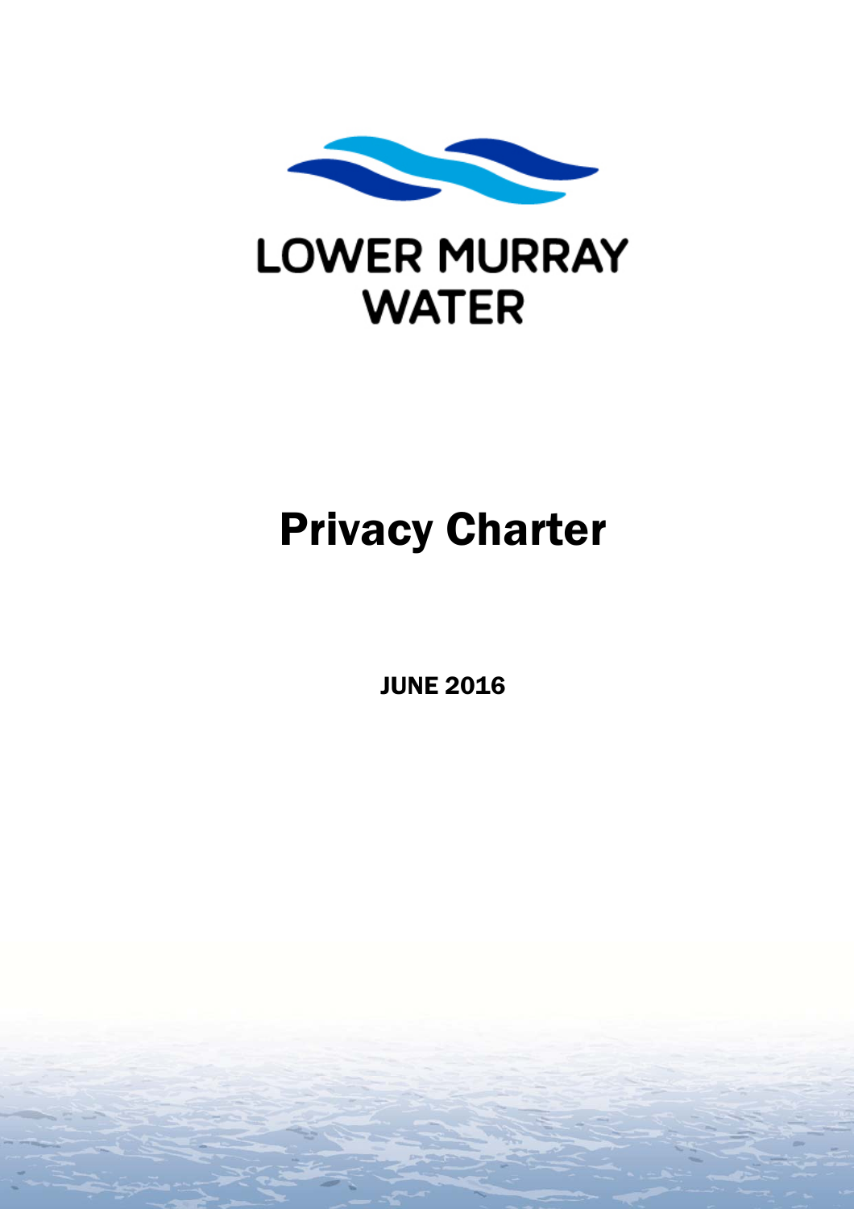LOWER MURRAY WATER

# Privacy Charter

JUNE 2016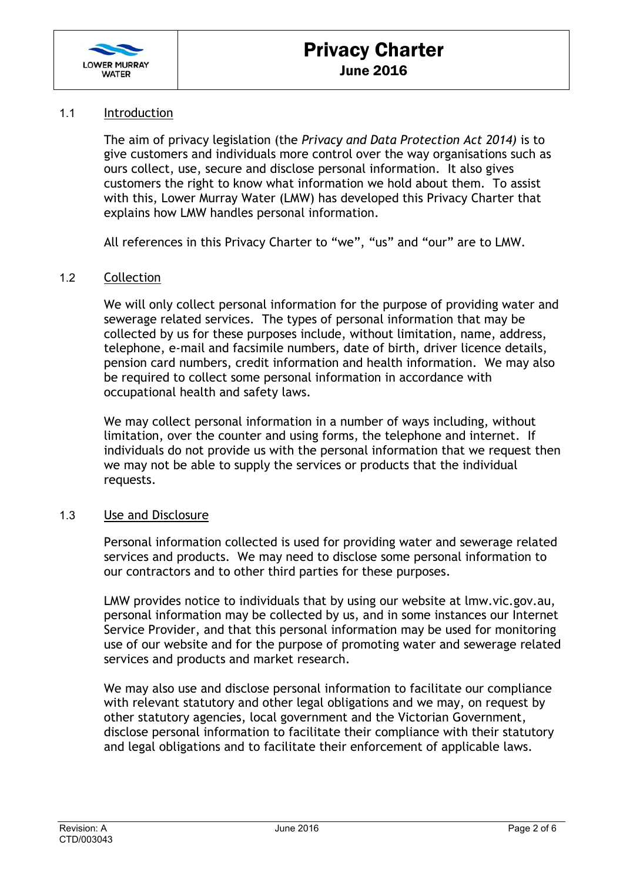## 1.1 Introduction

The aim of privacy legislation (the *Privacy and Data Protection Act 2014)* is to give customers and individuals more control over the way organisations such as ours collect, use, secure and disclose personal information. It also gives customers the right to know what information we hold about them. To assist with this, Lower Murray Water (LMW) has developed this Privacy Charter that explains how LMW handles personal information.

All references in this Privacy Charter to "we", "us" and "our" are to LMW.

## 1.2 Collection

We will only collect personal information for the purpose of providing water and sewerage related services. The types of personal information that may be collected by us for these purposes include, without limitation, name, address, telephone, e-mail and facsimile numbers, date of birth, driver licence details, pension card numbers, credit information and health information. We may also be required to collect some personal information in accordance with occupational health and safety laws.

We may collect personal information in a number of ways including, without limitation, over the counter and using forms, the telephone and internet. If individuals do not provide us with the personal information that we request then we may not be able to supply the services or products that the individual requests.

## 1.3 Use and Disclosure

Personal information collected is used for providing water and sewerage related services and products. We may need to disclose some personal information to our contractors and to other third parties for these purposes.

LMW provides notice to individuals that by using our website at lmw.vic.gov.au, personal information may be collected by us, and in some instances our Internet Service Provider, and that this personal information may be used for monitoring use of our website and for the purpose of promoting water and sewerage related services and products and market research.

We may also use and disclose personal information to facilitate our compliance with relevant statutory and other legal obligations and we may, on request by other statutory agencies, local government and the Victorian Government, disclose personal information to facilitate their compliance with their statutory and legal obligations and to facilitate their enforcement of applicable laws.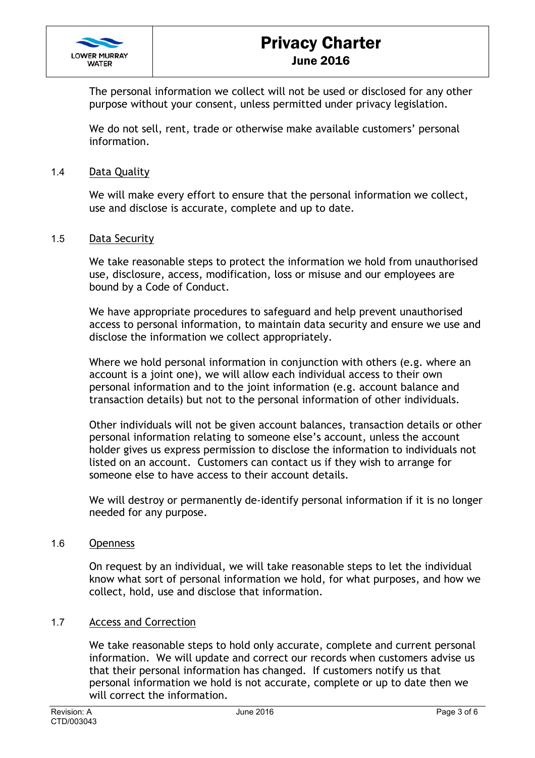The personal information we collect will not be used or disclosed for any other purpose without your consent, unless permitted under privacy legislation.

We do not sell, rent, trade or otherwise make available customers' personal information.

### 1.4 Data Quality

We will make every effort to ensure that the personal information we collect, use and disclose is accurate, complete and up to date.

### 1.5 Data Security

We take reasonable steps to protect the information we hold from unauthorised use, disclosure, access, modification, loss or misuse and our employees are bound by a Code of Conduct.

We have appropriate procedures to safeguard and help prevent unauthorised access to personal information, to maintain data security and ensure we use and disclose the information we collect appropriately.

Where we hold personal information in conjunction with others (e.g. where an account is a joint one), we will allow each individual access to their own personal information and to the joint information (e.g. account balance and transaction details) but not to the personal information of other individuals.

Other individuals will not be given account balances, transaction details or other personal information relating to someone else's account, unless the account holder gives us express permission to disclose the information to individuals not listed on an account. Customers can contact us if they wish to arrange for someone else to have access to their account details.

We will destroy or permanently de-identify personal information if it is no longer needed for any purpose.

### 1.6 Openness

On request by an individual, we will take reasonable steps to let the individual know what sort of personal information we hold, for what purposes, and how we collect, hold, use and disclose that information.

### 1.7 Access and Correction

We take reasonable steps to hold only accurate, complete and current personal information. We will update and correct our records when customers advise us that their personal information has changed. If customers notify us that personal information we hold is not accurate, complete or up to date then we will correct the information.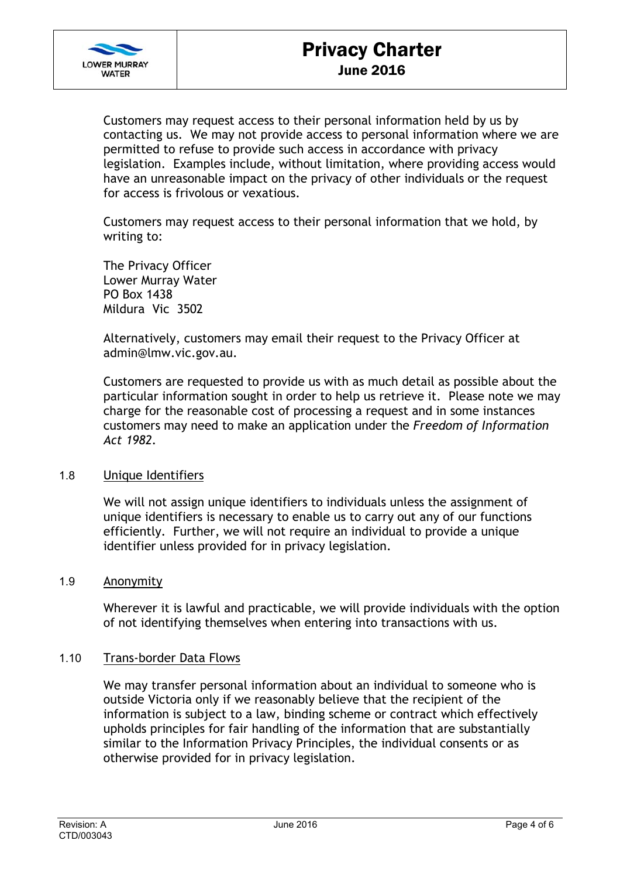Customers may request access to their personal information held by us by contacting us. We may not provide access to personal information where we are permitted to refuse to provide such access in accordance with privacy legislation. Examples include, without limitation, where providing access would have an unreasonable impact on the privacy of other individuals or the request for access is frivolous or vexatious.

Customers may request access to their personal information that we hold, by writing to:

The Privacy Officer
Lower Murray Water
PO Box 1438
Mildura Vic 3502

Alternatively, customers may email their request to the Privacy Officer at admin@lmw.vic.gov.au.

Customers are requested to provide us with as much detail as possible about the particular information sought in order to help us retrieve it. Please note we may charge for the reasonable cost of processing a request and in some instances customers may need to make an application under the *Freedom of Information Act 1982*.

### 1.8 Unique Identifiers

We will not assign unique identifiers to individuals unless the assignment of unique identifiers is necessary to enable us to carry out any of our functions efficiently. Further, we will not require an individual to provide a unique identifier unless provided for in privacy legislation.

### 1.9 Anonymity

Wherever it is lawful and practicable, we will provide individuals with the option of not identifying themselves when entering into transactions with us.

### 1.10 Trans-border Data Flows

We may transfer personal information about an individual to someone who is outside Victoria only if we reasonably believe that the recipient of the information is subject to a law, binding scheme or contract which effectively upholds principles for fair handling of the information that are substantially similar to the Information Privacy Principles, the individual consents or as otherwise provided for in privacy legislation.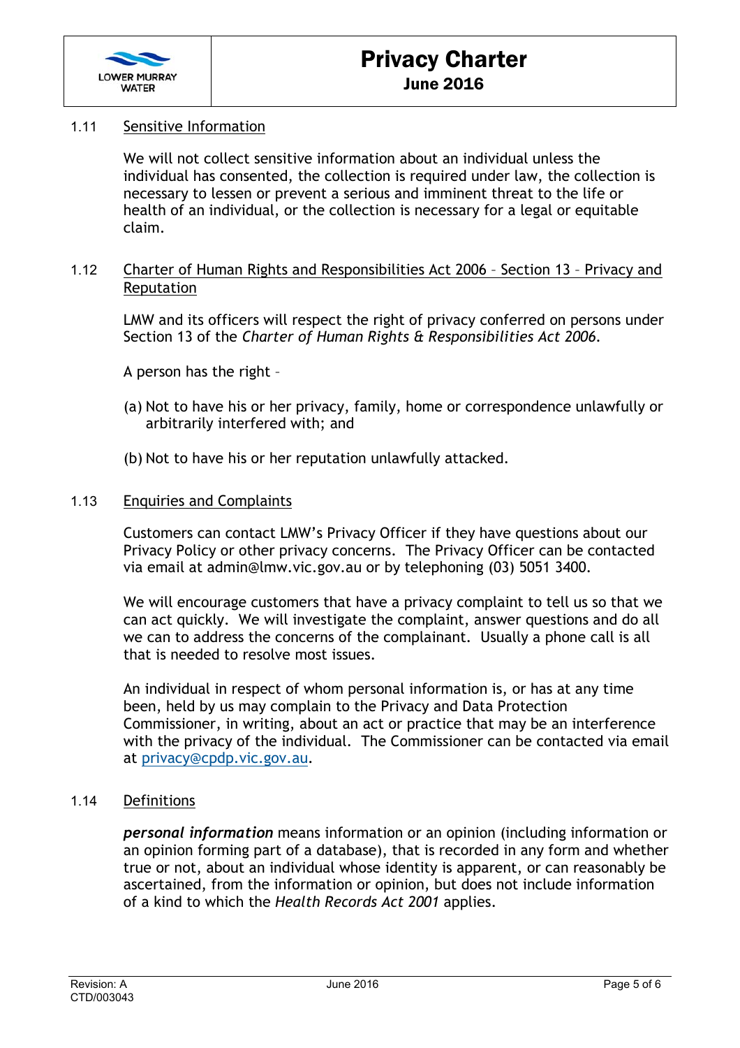### 1.11 Sensitive Information

We will not collect sensitive information about an individual unless the individual has consented, the collection is required under law, the collection is necessary to lessen or prevent a serious and imminent threat to the life or health of an individual, or the collection is necessary for a legal or equitable claim.

### 1.12 Charter of Human Rights and Responsibilities Act 2006 – Section 13 – Privacy and Reputation

LMW and its officers will respect the right of privacy conferred on persons under Section 13 of the *Charter of Human Rights & Responsibilities Act 2006*.

A person has the right –

(a) Not to have his or her privacy, family, home or correspondence unlawfully or arbitrarily interfered with; and

(b) Not to have his or her reputation unlawfully attacked.

### 1.13 Enquiries and Complaints

Customers can contact LMW's Privacy Officer if they have questions about our Privacy Policy or other privacy concerns. The Privacy Officer can be contacted via email at admin@lmw.vic.gov.au or by telephoning (03) 5051 3400.

We will encourage customers that have a privacy complaint to tell us so that we can act quickly. We will investigate the complaint, answer questions and do all we can to address the concerns of the complainant. Usually a phone call is all that is needed to resolve most issues.

An individual in respect of whom personal information is, or has at any time been, held by us may complain to the Privacy and Data Protection Commissioner, in writing, about an act or practice that may be an interference with the privacy of the individual. The Commissioner can be contacted via email at privacy@cpdp.vic.gov.au.

### 1.14 Definitions

***personal information*** means information or an opinion (including information or an opinion forming part of a database), that is recorded in any form and whether true or not, about an individual whose identity is apparent, or can reasonably be ascertained, from the information or opinion, but does not include information of a kind to which the *Health Records Act 2001* applies.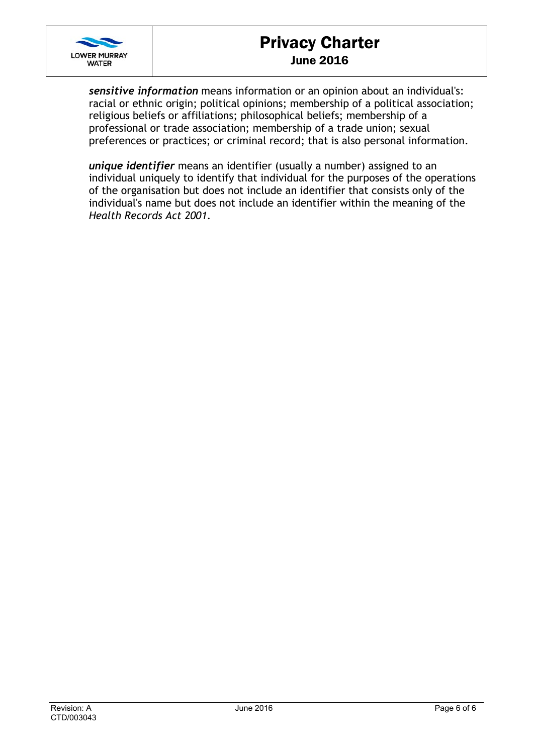***sensitive information*** means information or an opinion about an individual's: racial or ethnic origin; political opinions; membership of a political association; religious beliefs or affiliations; philosophical beliefs; membership of a professional or trade association; membership of a trade union; sexual preferences or practices; or criminal record; that is also personal information.

***unique identifier*** means an identifier (usually a number) assigned to an individual uniquely to identify that individual for the purposes of the operations of the organisation but does not include an identifier that consists only of the individual's name but does not include an identifier within the meaning of the *Health Records Act 2001*.